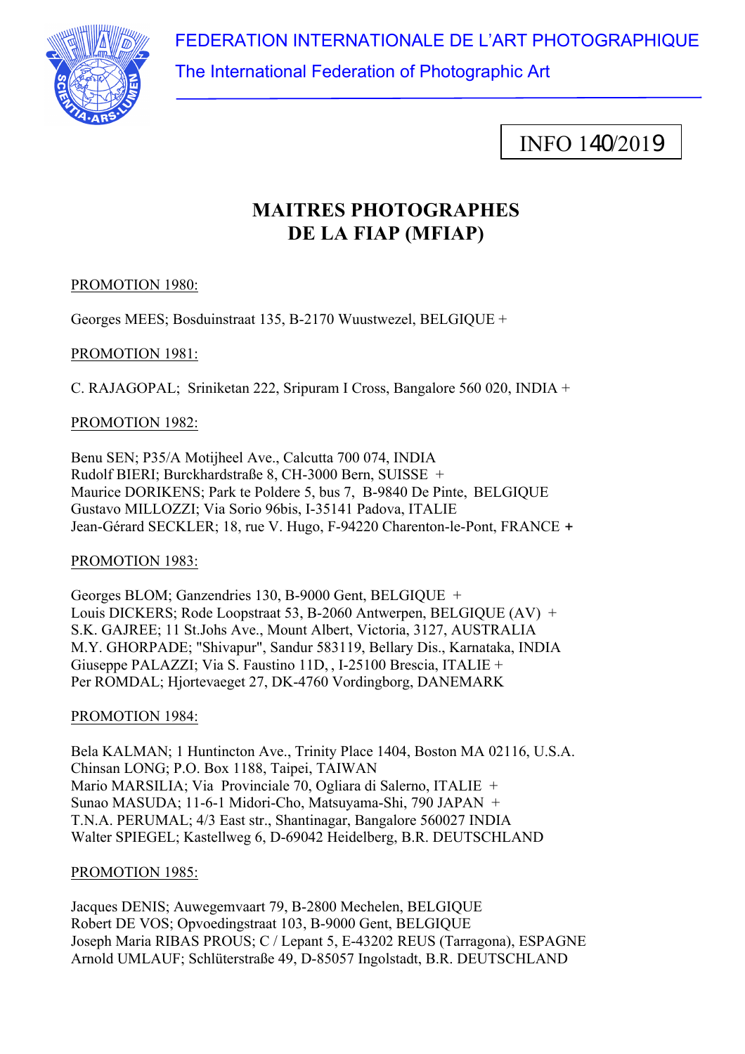FEDERATION INTERNATIONALE DE L'ART PHOTOGRAPHIQUE

The International Federation of Photographic Art

INFO 140/2019

# MAITRES PHOTOGRAPHES DE LA FIAP (MFIAP)

PROMOTION 1980:

Georges MEES; Bosduinstraat 135, B-2170 Wuustwezel, BELGIQUE +

PROMOTION 1981:

C. RAJAGOPAL; Sriniketan 222, Sripuram I Cross, Bangalore 560 020, INDIA +

PROMOTION 1982:

Benu SEN; P35/A Motijheel Ave., Calcutta 700 074, INDIA
Rudolf BIERI; Burckhardstraße 8, CH-3000 Bern, SUISSE +
Maurice DORIKENS; Park te Poldere 5, bus 7, B-9840 De Pinte, BELGIQUE
Gustavo MILLOZZI; Via Sorio 96bis, I-35141 Padova, ITALIE
Jean-Gérard SECKLER; 18, rue V. Hugo, F-94220 Charenton-le-Pont, FRANCE **+**

PROMOTION 1983:

Georges BLOM; Ganzendries 130, B-9000 Gent, BELGIQUE +
Louis DICKERS; Rode Loopstraat 53, B-2060 Antwerpen, BELGIQUE (AV) +
S.K. GAJREE; 11 St.Johs Ave., Mount Albert, Victoria, 3127, AUSTRALIA
M.Y. GHORPADE; "Shivapur", Sandur 583119, Bellary Dis., Karnataka, INDIA
Giuseppe PALAZZI; Via S. Faustino 11D, , I-25100 Brescia, ITALIE +
Per ROMDAL; Hjortevaeget 27, DK-4760 Vordingborg, DANEMARK

PROMOTION 1984:

Bela KALMAN; 1 Huntincton Ave., Trinity Place 1404, Boston MA 02116, U.S.A.
Chinsan LONG; P.O. Box 1188, Taipei, TAIWAN
Mario MARSILIA; Via Provinciale 70, Ogliara di Salerno, ITALIE +
Sunao MASUDA; 11-6-1 Midori-Cho, Matsuyama-Shi, 790 JAPAN +
T.N.A. PERUMAL; 4/3 East str., Shantinagar, Bangalore 560027 INDIA
Walter SPIEGEL; Kastellweg 6, D-69042 Heidelberg, B.R. DEUTSCHLAND

PROMOTION 1985:

Jacques DENIS; Auwegemvaart 79, B-2800 Mechelen, BELGIQUE
Robert DE VOS; Opvoedingstraat 103, B-9000 Gent, BELGIQUE
Joseph Maria RIBAS PROUS; C / Lepant 5, E-43202 REUS (Tarragona), ESPAGNE
Arnold UMLAUF; Schlüterstraße 49, D-85057 Ingolstadt, B.R. DEUTSCHLAND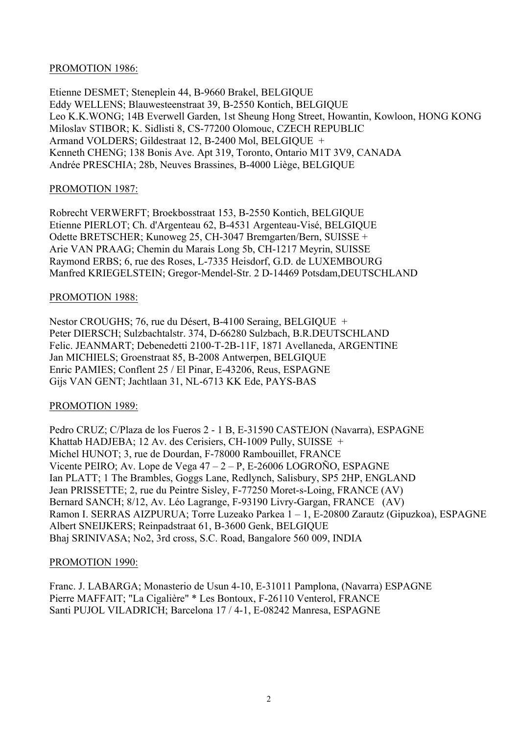PROMOTION 1986:

Etienne DESMET; Steneplein 44, B-9660 Brakel, BELGIQUE
Eddy WELLENS; Blauwesteenstraat 39, B-2550 Kontich, BELGIQUE
Leo K.K.WONG; 14B Everwell Garden, 1st Sheung Hong Street, Howantin, Kowloon, HONG KONG
Miloslav STIBOR; K. Sidlisti 8, CS-77200 Olomouc, CZECH REPUBLIC
Armand VOLDERS; Gildestraat 12, B-2400 Mol, BELGIQUE +
Kenneth CHENG; 138 Bonis Ave. Apt 319, Toronto, Ontario M1T 3V9, CANADA
Andrée PRESCHIA; 28b, Neuves Brassines, B-4000 Liège, BELGIQUE

PROMOTION 1987:

Robrecht VERWERFT; Broekbosstraat 153, B-2550 Kontich, BELGIQUE
Etienne PIERLOT; Ch. d'Argenteau 62, B-4531 Argenteau-Visé, BELGIQUE
Odette BRETSCHER; Kunoweg 25, CH-3047 Bremgarten/Bern, SUISSE +
Arie VAN PRAAG; Chemin du Marais Long 5b, CH-1217 Meyrin, SUISSE
Raymond ERBS; 6, rue des Roses, L-7335 Heisdorf, G.D. de LUXEMBOURG
Manfred KRIEGELSTEIN; Gregor-Mendel-Str. 2 D-14469 Potsdam,DEUTSCHLAND

PROMOTION 1988:

Nestor CROUGHS; 76, rue du Désert, B-4100 Seraing, BELGIQUE +
Peter DIERSCH; Sulzbachtalstr. 374, D-66280 Sulzbach, B.R.DEUTSCHLAND
Felic. JEANMART; Debenedetti 2100-T-2B-11F, 1871 Avellaneda, ARGENTINE
Jan MICHIELS; Groenstraat 85, B-2008 Antwerpen, BELGIQUE
Enric PAMIES; Conflent 25 / El Pinar, E-43206, Reus, ESPAGNE
Gijs VAN GENT; Jachtlaan 31, NL-6713 KK Ede, PAYS-BAS

PROMOTION 1989:

Pedro CRUZ; C/Plaza de los Fueros 2 - 1 B, E-31590 CASTEJON (Navarra), ESPAGNE
Khattab HADJEBA; 12 Av. des Cerisiers, CH-1009 Pully, SUISSE +
Michel HUNOT; 3, rue de Dourdan, F-78000 Rambouillet, FRANCE
Vicente PEIRO; Av. Lope de Vega 47 – 2 – P, E-26006 LOGROÑO, ESPAGNE
Ian PLATT; 1 The Brambles, Goggs Lane, Redlynch, Salisbury, SP5 2HP, ENGLAND
Jean PRISSETTE; 2, rue du Peintre Sisley, F-77250 Moret-s-Loing, FRANCE (AV)
Bernard SANCH; 8/12, Av. Léo Lagrange, F-93190 Livry-Gargan, FRANCE (AV)
Ramon I. SERRAS AIZPURUA; Torre Luzeako Parkea 1 – 1, E-20800 Zarautz (Gipuzkoa), ESPAGNE
Albert SNEIJKERS; Reinpadstraat 61, B-3600 Genk, BELGIQUE
Bhaj SRINIVASA; No2, 3rd cross, S.C. Road, Bangalore 560 009, INDIA

PROMOTION 1990:

Franc. J. LABARGA; Monasterio de Usun 4-10, E-31011 Pamplona, (Navarra) ESPAGNE
Pierre MAFFAIT; "La Cigalière" * Les Bontoux, F-26110 Venterol, FRANCE
Santi PUJOL VILADRICH; Barcelona 17 / 4-1, E-08242 Manresa, ESPAGNE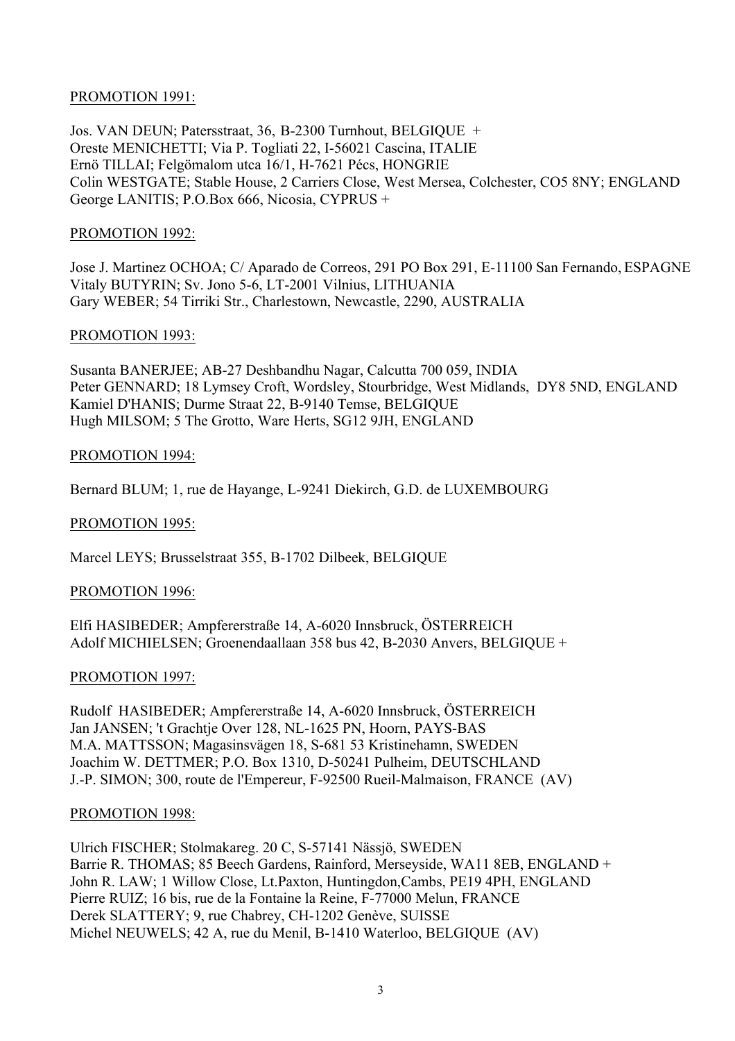PROMOTION 1991:

Jos. VAN DEUN; Patersstraat, 36, B-2300 Turnhout, BELGIQUE +
Oreste MENICHETTI; Via P. Togliati 22, I-56021 Cascina, ITALIE
Ernö TILLAI; Felgömalom utca 16/1, H-7621 Pécs, HONGRIE
Colin WESTGATE; Stable House, 2 Carriers Close, West Mersea, Colchester, CO5 8NY; ENGLAND
George LANITIS; P.O.Box 666, Nicosia, CYPRUS +

PROMOTION 1992:

Jose J. Martinez OCHOA; C/ Aparado de Correos, 291 PO Box 291, E-11100 San Fernando, ESPAGNE
Vitaly BUTYRIN; Sv. Jono 5-6, LT-2001 Vilnius, LITHUANIA
Gary WEBER; 54 Tirriki Str., Charlestown, Newcastle, 2290, AUSTRALIA

PROMOTION 1993:

Susanta BANERJEE; AB-27 Deshbandhu Nagar, Calcutta 700 059, INDIA
Peter GENNARD; 18 Lymsey Croft, Wordsley, Stourbridge, West Midlands, DY8 5ND, ENGLAND
Kamiel D'HANIS; Durme Straat 22, B-9140 Temse, BELGIQUE
Hugh MILSOM; 5 The Grotto, Ware Herts, SG12 9JH, ENGLAND

PROMOTION 1994:

Bernard BLUM; 1, rue de Hayange, L-9241 Diekirch, G.D. de LUXEMBOURG

PROMOTION 1995:

Marcel LEYS; Brusselstraat 355, B-1702 Dilbeek, BELGIQUE

PROMOTION 1996:

Elfi HASIBEDER; Ampfererstraße 14, A-6020 Innsbruck, ÖSTERREICH
Adolf MICHIELSEN; Groenendaallaan 358 bus 42, B-2030 Anvers, BELGIQUE +

PROMOTION 1997:

Rudolf HASIBEDER; Ampfererstraße 14, A-6020 Innsbruck, ÖSTERREICH
Jan JANSEN; 't Grachtje Over 128, NL-1625 PN, Hoorn, PAYS-BAS
M.A. MATTSSON; Magasinsvägen 18, S-681 53 Kristinehamn, SWEDEN
Joachim W. DETTMER; P.O. Box 1310, D-50241 Pulheim, DEUTSCHLAND
J.-P. SIMON; 300, route de l'Empereur, F-92500 Rueil-Malmaison, FRANCE (AV)

PROMOTION 1998:

Ulrich FISCHER; Stolmakareg. 20 C, S-57141 Nässjö, SWEDEN
Barrie R. THOMAS; 85 Beech Gardens, Rainford, Merseyside, WA11 8EB, ENGLAND +
John R. LAW; 1 Willow Close, Lt.Paxton, Huntingdon,Cambs, PE19 4PH, ENGLAND
Pierre RUIZ; 16 bis, rue de la Fontaine la Reine, F-77000 Melun, FRANCE
Derek SLATTERY; 9, rue Chabrey, CH-1202 Genève, SUISSE
Michel NEUWELS; 42 A, rue du Menil, B-1410 Waterloo, BELGIQUE (AV)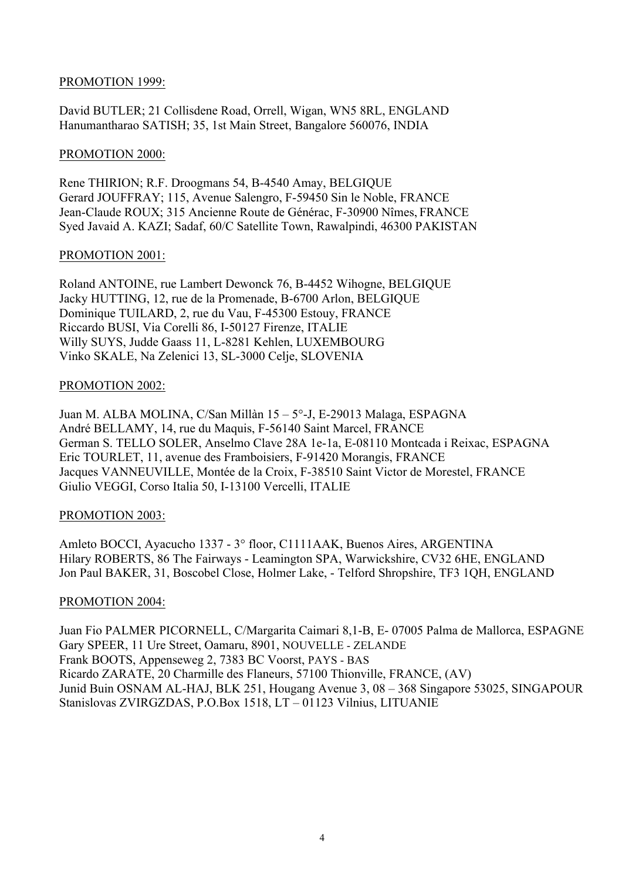PROMOTION 1999:

David BUTLER; 21 Collisdene Road, Orrell, Wigan, WN5 8RL, ENGLAND
Hanumantharao SATISH; 35, 1st Main Street, Bangalore 560076, INDIA

PROMOTION 2000:

Rene THIRION; R.F. Droogmans 54, B-4540 Amay, BELGIQUE
Gerard JOUFFRAY; 115, Avenue Salengro, F-59450 Sin le Noble, FRANCE
Jean-Claude ROUX; 315 Ancienne Route de Générac, F-30900 Nîmes, FRANCE
Syed Javaid A. KAZI; Sadaf, 60/C Satellite Town, Rawalpindi, 46300 PAKISTAN

PROMOTION 2001:

Roland ANTOINE, rue Lambert Dewonck 76, B-4452 Wihogne, BELGIQUE
Jacky HUTTING, 12, rue de la Promenade, B-6700 Arlon, BELGIQUE
Dominique TUILARD, 2, rue du Vau, F-45300 Estouy, FRANCE
Riccardo BUSI, Via Corelli 86, I-50127 Firenze, ITALIE
Willy SUYS, Judde Gaass 11, L-8281 Kehlen, LUXEMBOURG
Vinko SKALE, Na Zelenici 13, SL-3000 Celje, SLOVENIA

PROMOTION 2002:

Juan M. ALBA MOLINA, C/San Millàn 15 – 5°-J, E-29013 Malaga, ESPAGNA
André BELLAMY, 14, rue du Maquis, F-56140 Saint Marcel, FRANCE
German S. TELLO SOLER, Anselmo Clave 28A 1e-1a, E-08110 Montcada i Reixac, ESPAGNA
Eric TOURLET, 11, avenue des Framboisiers, F-91420 Morangis, FRANCE
Jacques VANNEUVILLE, Montée de la Croix, F-38510 Saint Victor de Morestel, FRANCE
Giulio VEGGI, Corso Italia 50, I-13100 Vercelli, ITALIE

PROMOTION 2003:

Amleto BOCCI, Ayacucho 1337 - 3° floor, C1111AAK, Buenos Aires, ARGENTINA
Hilary ROBERTS, 86 The Fairways - Leamington SPA, Warwickshire, CV32 6HE, ENGLAND
Jon Paul BAKER, 31, Boscobel Close, Holmer Lake, - Telford Shropshire, TF3 1QH, ENGLAND

PROMOTION 2004:

Juan Fio PALMER PICORNELL, C/Margarita Caimari 8,1-B, E- 07005 Palma de Mallorca, ESPAGNE
Gary SPEER, 11 Ure Street, Oamaru, 8901, NOUVELLE - ZELANDE
Frank BOOTS, Appenseweg 2, 7383 BC Voorst, PAYS - BAS
Ricardo ZARATE, 20 Charmille des Flaneurs, 57100 Thionville, FRANCE, (AV)
Junid Buin OSNAM AL-HAJ, BLK 251, Hougang Avenue 3, 08 – 368 Singapore 53025, SINGAPOUR
Stanislovas ZVIRGZDAS, P.O.Box 1518, LT – 01123 Vilnius, LITUANIE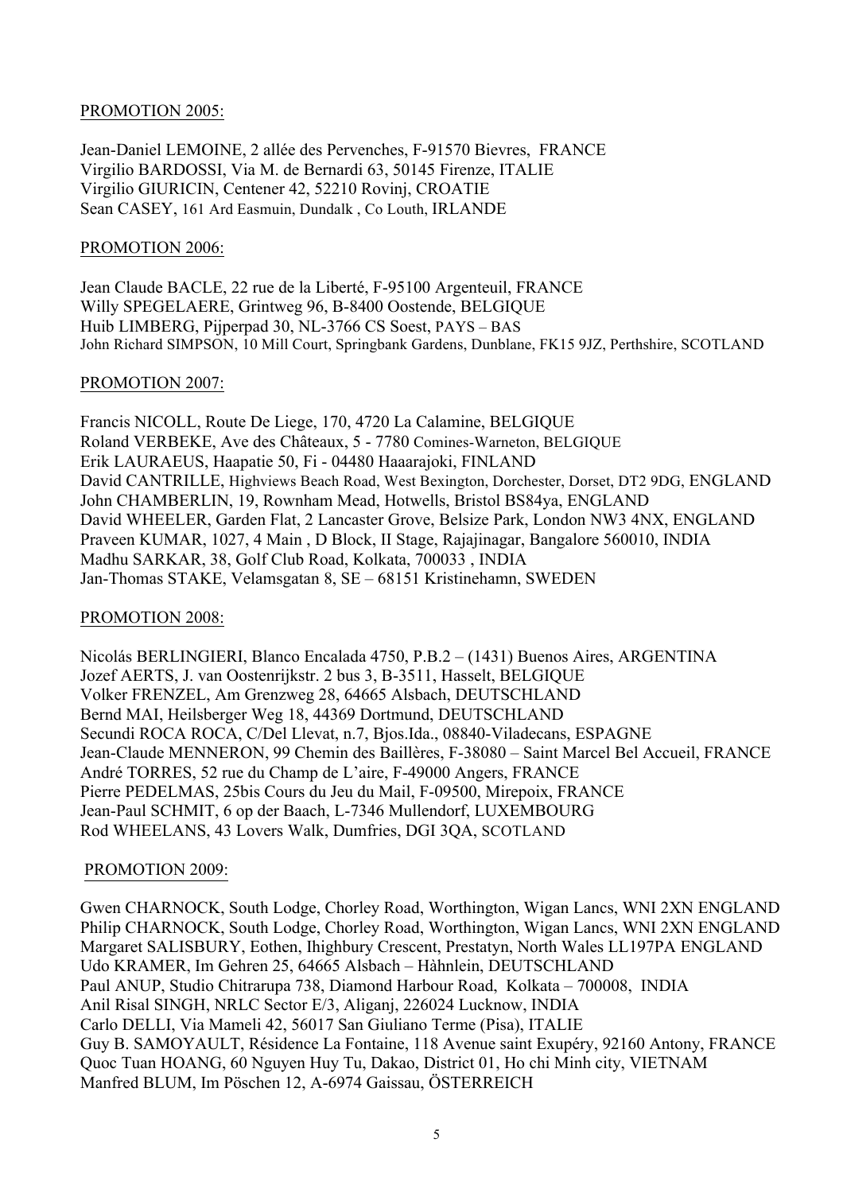PROMOTION 2005:

Jean-Daniel LEMOINE, 2 allée des Pervenches, F-91570 Bievres, FRANCE
Virgilio BARDOSSI, Via M. de Bernardi 63, 50145 Firenze, ITALIE
Virgilio GIURICIN, Centener 42, 52210 Rovinj, CROATIE
Sean CASEY, 161 Ard Easmuin, Dundalk , Co Louth, IRLANDE

PROMOTION 2006:

Jean Claude BACLE, 22 rue de la Liberté, F-95100 Argenteuil, FRANCE
Willy SPEGELAERE, Grintweg 96, B-8400 Oostende, BELGIQUE
Huib LIMBERG, Pijperpad 30, NL-3766 CS Soest, PAYS – BAS
John Richard SIMPSON, 10 Mill Court, Springbank Gardens, Dunblane, FK15 9JZ, Perthshire, SCOTLAND

PROMOTION 2007:

Francis NICOLL, Route De Liege, 170, 4720 La Calamine, BELGIQUE
Roland VERBEKE, Ave des Châteaux, 5 - 7780 Comines-Warneton, BELGIQUE
Erik LAURAEUS, Haapatie 50, Fi - 04480 Haaarajoki, FINLAND
David CANTRILLE, Highviews Beach Road, West Bexington, Dorchester, Dorset, DT2 9DG, ENGLAND
John CHAMBERLIN, 19, Rownham Mead, Hotwells, Bristol BS84ya, ENGLAND
David WHEELER, Garden Flat, 2 Lancaster Grove, Belsize Park, London NW3 4NX, ENGLAND
Praveen KUMAR, 1027, 4 Main , D Block, II Stage, Rajajinagar, Bangalore 560010, INDIA
Madhu SARKAR, 38, Golf Club Road, Kolkata, 700033 , INDIA
Jan-Thomas STAKE, Velamsgatan 8, SE – 68151 Kristinehamn, SWEDEN

PROMOTION 2008:

Nicolás BERLINGIERI, Blanco Encalada 4750, P.B.2 – (1431) Buenos Aires, ARGENTINA
Jozef AERTS, J. van Oostenrijkstr. 2 bus 3, B-3511, Hasselt, BELGIQUE
Volker FRENZEL, Am Grenzweg 28, 64665 Alsbach, DEUTSCHLAND
Bernd MAI, Heilsberger Weg 18, 44369 Dortmund, DEUTSCHLAND
Secundi ROCA ROCA, C/Del Llevat, n.7, Bjos.Ida., 08840-Viladecans, ESPAGNE
Jean-Claude MENNERON, 99 Chemin des Baillères, F-38080 – Saint Marcel Bel Accueil, FRANCE
André TORRES, 52 rue du Champ de L'aire, F-49000 Angers, FRANCE
Pierre PEDELMAS, 25bis Cours du Jeu du Mail, F-09500, Mirepoix, FRANCE
Jean-Paul SCHMIT, 6 op der Baach, L-7346 Mullendorf, LUXEMBOURG
Rod WHEELANS, 43 Lovers Walk, Dumfries, DGI 3QA, SCOTLAND

PROMOTION 2009:

Gwen CHARNOCK, South Lodge, Chorley Road, Worthington, Wigan Lancs, WNI 2XN ENGLAND
Philip CHARNOCK, South Lodge, Chorley Road, Worthington, Wigan Lancs, WNI 2XN ENGLAND
Margaret SALISBURY, Eothen, Ihighbury Crescent, Prestatyn, North Wales LL197PA ENGLAND
Udo KRAMER, Im Gehren 25, 64665 Alsbach – Hàhnlein, DEUTSCHLAND
Paul ANUP, Studio Chitrarupa 738, Diamond Harbour Road, Kolkata – 700008, INDIA
Anil Risal SINGH, NRLC Sector E/3, Aliganj, 226024 Lucknow, INDIA
Carlo DELLI, Via Mameli 42, 56017 San Giuliano Terme (Pisa), ITALIE
Guy B. SAMOYAULT, Résidence La Fontaine, 118 Avenue saint Exupéry, 92160 Antony, FRANCE
Quoc Tuan HOANG, 60 Nguyen Huy Tu, Dakao, District 01, Ho chi Minh city, VIETNAM
Manfred BLUM, Im Pöschen 12, A-6974 Gaissau, ÖSTERREICH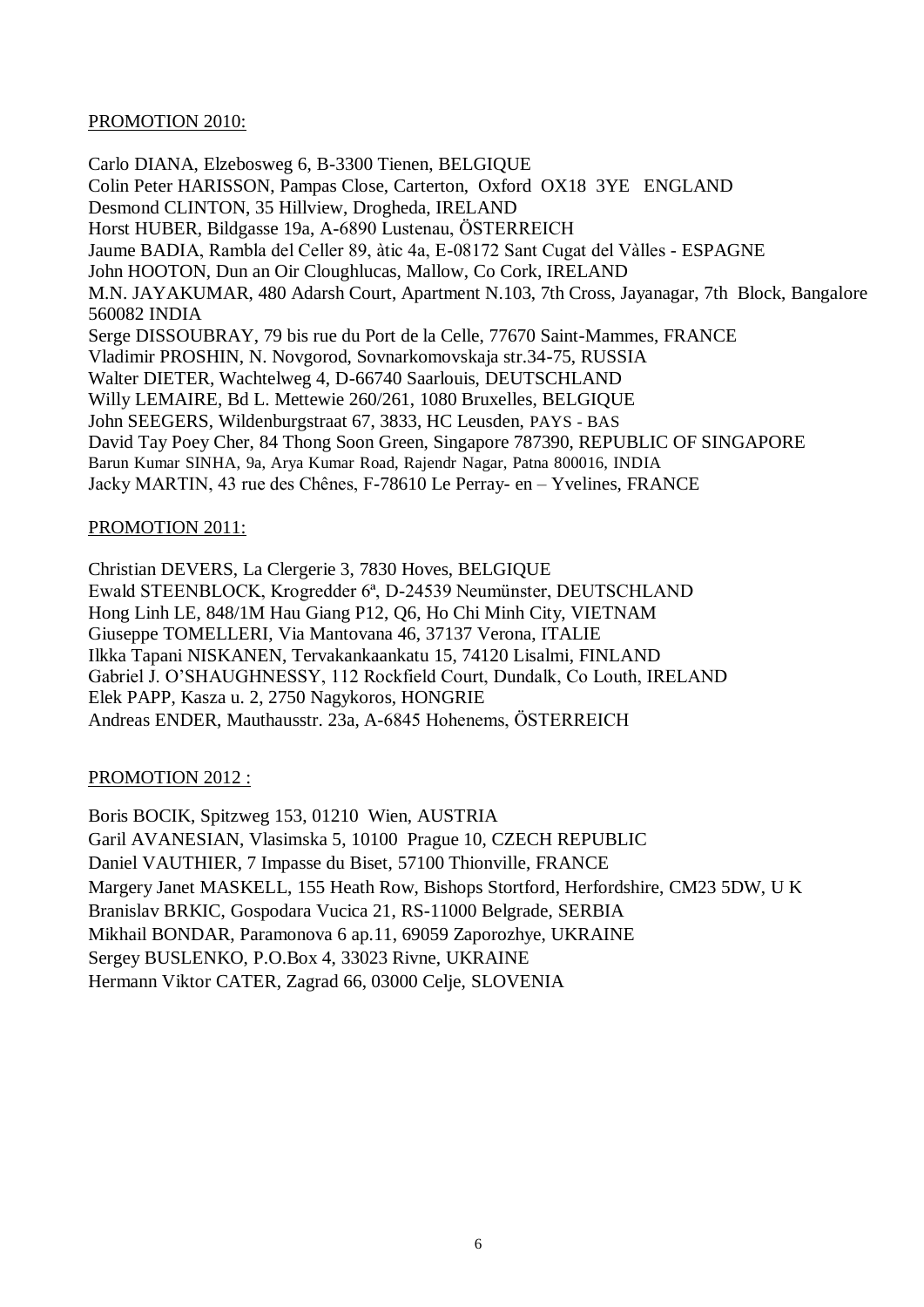PROMOTION 2010:

Carlo DIANA, Elzebosweg 6, B-3300 Tienen, BELGIQUE
Colin Peter HARISSON, Pampas Close, Carterton, Oxford OX18 3YE ENGLAND
Desmond CLINTON, 35 Hillview, Drogheda, IRELAND
Horst HUBER, Bildgasse 19a, A-6890 Lustenau, ÖSTERREICH
Jaume BADIA, Rambla del Celler 89, àtic 4a, E-08172 Sant Cugat del Vàlles - ESPAGNE
John HOOTON, Dun an Oir Cloughlucas, Mallow, Co Cork, IRELAND
M.N. JAYAKUMAR, 480 Adarsh Court, Apartment N.103, 7th Cross, Jayanagar, 7th Block, Bangalore 560082 INDIA
Serge DISSOUBRAY, 79 bis rue du Port de la Celle, 77670 Saint-Mammes, FRANCE
Vladimir PROSHIN, N. Novgorod, Sovnarkomovskaja str.34-75, RUSSIA
Walter DIETER, Wachtelweg 4, D-66740 Saarlouis, DEUTSCHLAND
Willy LEMAIRE, Bd L. Mettewie 260/261, 1080 Bruxelles, BELGIQUE
John SEEGERS, Wildenburgstraat 67, 3833, HC Leusden, PAYS - BAS
David Tay Poey Cher, 84 Thong Soon Green, Singapore 787390, REPUBLIC OF SINGAPORE
Barun Kumar SINHA, 9a, Arya Kumar Road, Rajendr Nagar, Patna 800016, INDIA
Jacky MARTIN, 43 rue des Chênes, F-78610 Le Perray- en – Yvelines, FRANCE

PROMOTION 2011:

Christian DEVERS, La Clergerie 3, 7830 Hoves, BELGIQUE
Ewald STEENBLOCK, Krogredder 6ª, D-24539 Neumünster, DEUTSCHLAND
Hong Linh LE, 848/1M Hau Giang P12, Q6, Ho Chi Minh City, VIETNAM
Giuseppe TOMELLERI, Via Mantovana 46, 37137 Verona, ITALIE
Ilkka Tapani NISKANEN, Tervakankaankatu 15, 74120 Lisalmi, FINLAND
Gabriel J. O'SHAUGHNESSY, 112 Rockfield Court, Dundalk, Co Louth, IRELAND
Elek PAPP, Kasza u. 2, 2750 Nagykoros, HONGRIE
Andreas ENDER, Mauthausstr. 23a, A-6845 Hohenems, ÖSTERREICH

PROMOTION 2012 :

Boris BOCIK, Spitzweg 153, 01210 Wien, AUSTRIA
Garil AVANESIAN, Vlasimska 5, 10100 Prague 10, CZECH REPUBLIC
Daniel VAUTHIER, 7 Impasse du Biset, 57100 Thionville, FRANCE
Margery Janet MASKELL, 155 Heath Row, Bishops Stortford, Herfordshire, CM23 5DW, U K
Branislav BRKIC, Gospodara Vucica 21, RS-11000 Belgrade, SERBIA
Mikhail BONDAR, Paramonova 6 ap.11, 69059 Zaporozhye, UKRAINE
Sergey BUSLENKO, P.O.Box 4, 33023 Rivne, UKRAINE
Hermann Viktor CATER, Zagrad 66, 03000 Celje, SLOVENIA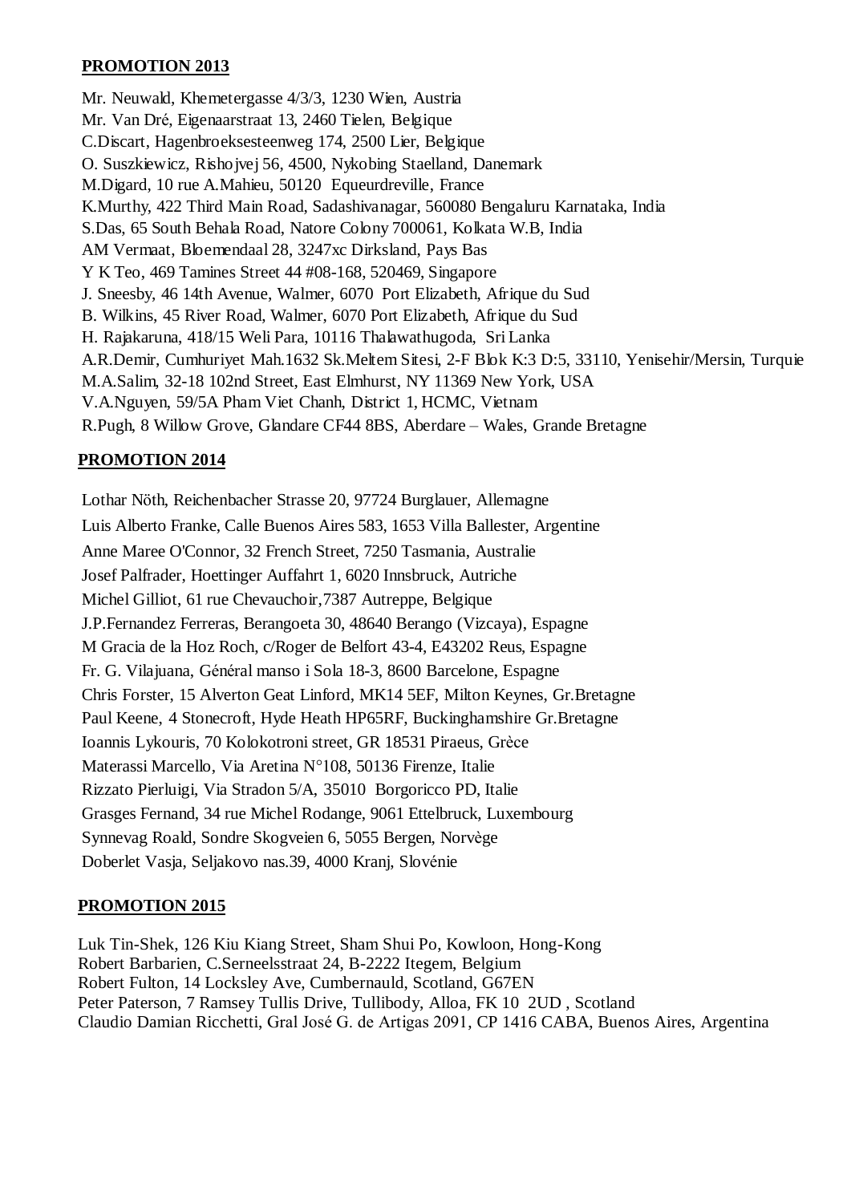## PROMOTION 2013

Mr. Neuwald, Khemetergasse 4/3/3, 1230 Wien, Austria
Mr. Van Dré, Eigenaarstraat 13, 2460 Tielen, Belgique
C.Discart, Hagenbroeksesteenweg 174, 2500 Lier, Belgique
O. Suszkiewicz, Rishojvej 56, 4500, Nykobing Staelland, Danemark
M.Digard, 10 rue A.Mahieu, 50120 Equeurdreville, France
K.Murthy, 422 Third Main Road, Sadashivanagar, 560080 Bengaluru Karnataka, India
S.Das, 65 South Behala Road, Natore Colony 700061, Kolkata W.B, India
AM Vermaat, Bloemendaal 28, 3247xc Dirksland, Pays Bas
Y K Teo, 469 Tamines Street 44 #08-168, 520469, Singapore
J. Sneesby, 46 14th Avenue, Walmer, 6070 Port Elizabeth, Afrique du Sud
B. Wilkins, 45 River Road, Walmer, 6070 Port Elizabeth, Afrique du Sud
H. Rajakaruna, 418/15 Weli Para, 10116 Thalawathugoda, Sri Lanka
A.R.Demir, Cumhuriyet Mah.1632 Sk.Meltem Sitesi, 2-F Blok K:3 D:5, 33110, Yenisehir/Mersin, Turquie
M.A.Salim, 32-18 102nd Street, East Elmhurst, NY 11369 New York, USA
V.A.Nguyen, 59/5A Pham Viet Chanh, District 1, HCMC, Vietnam
R.Pugh, 8 Willow Grove, Glandare CF44 8BS, Aberdare – Wales, Grande Bretagne

## PROMOTION 2014

Lothar Nöth, Reichenbacher Strasse 20, 97724 Burglauer, Allemagne
Luis Alberto Franke, Calle Buenos Aires 583, 1653 Villa Ballester, Argentine
Anne Maree O'Connor, 32 French Street, 7250 Tasmania, Australie
Josef Palfrader, Hoettinger Auffahrt 1, 6020 Innsbruck, Autriche
Michel Gilliot, 61 rue Chevauchoir,7387 Autreppe, Belgique
J.P.Fernandez Ferreras, Berangoeta 30, 48640 Berango (Vizcaya), Espagne
M Gracia de la Hoz Roch, c/Roger de Belfort 43-4, E43202 Reus, Espagne
Fr. G. Vilajuana, Général manso i Sola 18-3, 8600 Barcelone, Espagne
Chris Forster, 15 Alverton Geat Linford, MK14 5EF, Milton Keynes, Gr.Bretagne
Paul Keene, 4 Stonecroft, Hyde Heath HP65RF, Buckinghamshire Gr.Bretagne
Ioannis Lykouris, 70 Kolokotroni street, GR 18531 Piraeus, Grèce
Materassi Marcello, Via Aretina N°108, 50136 Firenze, Italie
Rizzato Pierluigi, Via Stradon 5/A, 35010 Borgoricco PD, Italie
Grasges Fernand, 34 rue Michel Rodange, 9061 Ettelbruck, Luxembourg
Synnevag Roald, Sondre Skogveien 6, 5055 Bergen, Norvège
Doberlet Vasja, Seljakovo nas.39, 4000 Kranj, Slovénie

## PROMOTION 2015

Luk Tin-Shek, 126 Kiu Kiang Street, Sham Shui Po, Kowloon, Hong-Kong
Robert Barbarien, C.Serneelsstraat 24, B-2222 Itegem, Belgium
Robert Fulton, 14 Locksley Ave, Cumbernauld, Scotland, G67EN
Peter Paterson, 7 Ramsey Tullis Drive, Tullibody, Alloa, FK 10 2UD , Scotland
Claudio Damian Ricchetti, Gral José G. de Artigas 2091, CP 1416 CABA, Buenos Aires, Argentina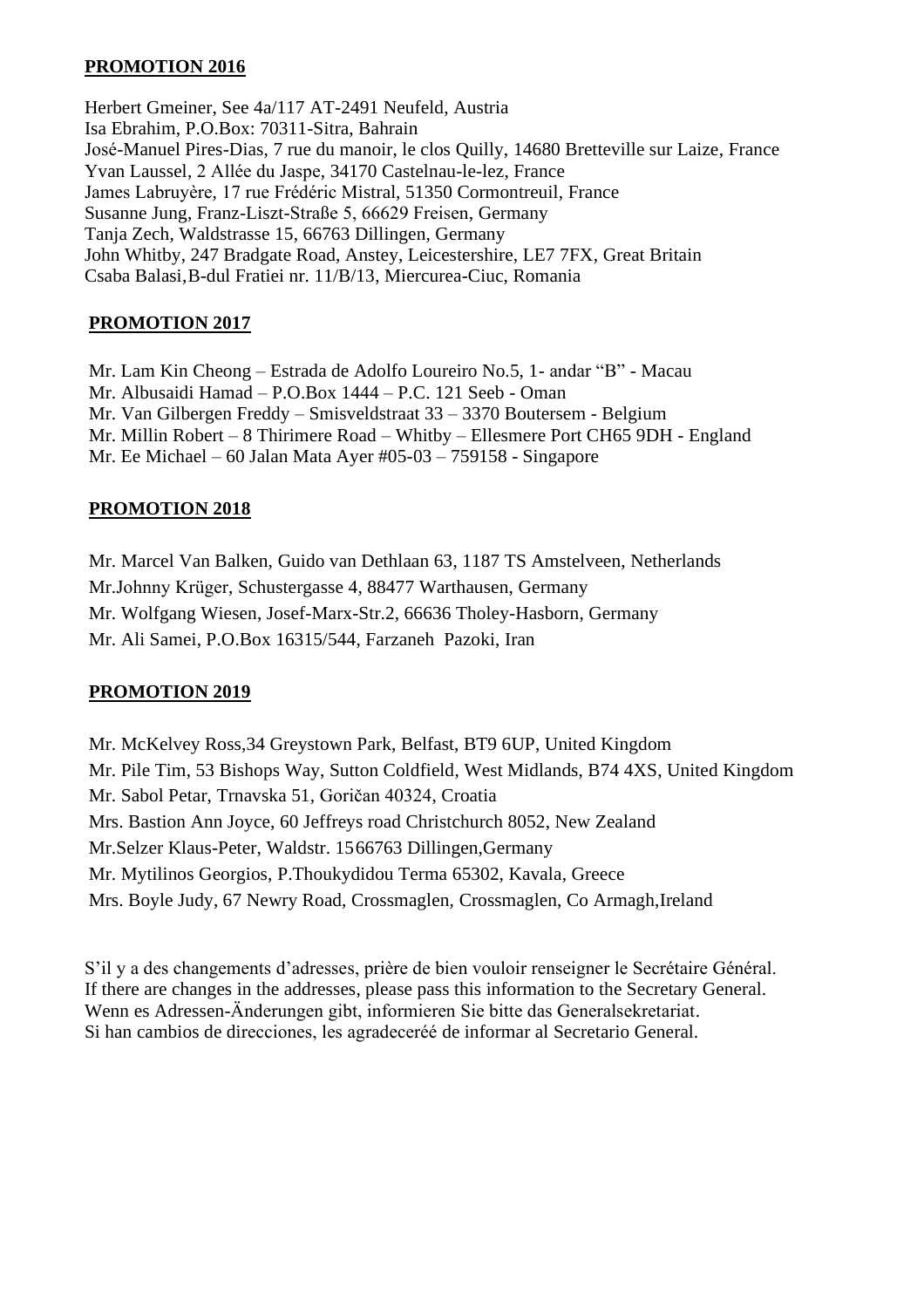**PROMOTION 2016**

Herbert Gmeiner, See 4a/117 AT-2491 Neufeld, Austria
Isa Ebrahim, P.O.Box: 70311-Sitra, Bahrain
José-Manuel Pires-Dias, 7 rue du manoir, le clos Quilly, 14680 Bretteville sur Laize, France
Yvan Laussel, 2 Allée du Jaspe, 34170 Castelnau-le-lez, France
James Labruyère, 17 rue Frédéric Mistral, 51350 Cormontreuil, France
Susanne Jung, Franz-Liszt-Straße 5, 66629 Freisen, Germany
Tanja Zech, Waldstrasse 15, 66763 Dillingen, Germany
John Whitby, 247 Bradgate Road, Anstey, Leicestershire, LE7 7FX, Great Britain
Csaba Balasi,B-dul Fratiei nr. 11/B/13, Miercurea-Ciuc, Romania

**PROMOTION 2017**

Mr. Lam Kin Cheong – Estrada de Adolfo Loureiro No.5, 1- andar "B" - Macau
Mr. Albusaidi Hamad – P.O.Box 1444 – P.C. 121 Seeb - Oman
Mr. Van Gilbergen Freddy – Smisveldstraat 33 – 3370 Boutersem - Belgium
Mr. Millin Robert – 8 Thirimere Road – Whitby – Ellesmere Port CH65 9DH - England
Mr. Ee Michael – 60 Jalan Mata Ayer #05-03 – 759158 - Singapore

**PROMOTION 2018**

Mr. Marcel Van Balken, Guido van Dethlaan 63, 1187 TS Amstelveen, Netherlands
Mr.Johnny Krüger, Schustergasse 4, 88477 Warthausen, Germany
Mr. Wolfgang Wiesen, Josef-Marx-Str.2, 66636 Tholey-Hasborn, Germany
Mr. Ali Samei, P.O.Box 16315/544, Farzaneh Pazoki, Iran

**PROMOTION 2019**

Mr. McKelvey Ross,34 Greystown Park, Belfast, BT9 6UP, United Kingdom
Mr. Pile Tim, 53 Bishops Way, Sutton Coldfield, West Midlands, B74 4XS, United Kingdom
Mr. Sabol Petar, Trnavska 51, Goričan 40324, Croatia
Mrs. Bastion Ann Joyce, 60 Jeffreys road Christchurch 8052, New Zealand
Mr.Selzer Klaus-Peter, Waldstr. 15 66763 Dillingen,Germany
Mr. Mytilinos Georgios, P.Thoukydidou Terma 65302, Kavala, Greece
Mrs. Boyle Judy, 67 Newry Road, Crossmaglen, Crossmaglen, Co Armagh,Ireland

S'il y a des changements d'adresses, prière de bien vouloir renseigner le Secrétaire Général.
If there are changes in the addresses, please pass this information to the Secretary General.
Wenn es Adressen-Änderungen gibt, informieren Sie bitte das Generalsekretariat.
Si han cambios de direcciones, les agradeceréé de informar al Secretario General.